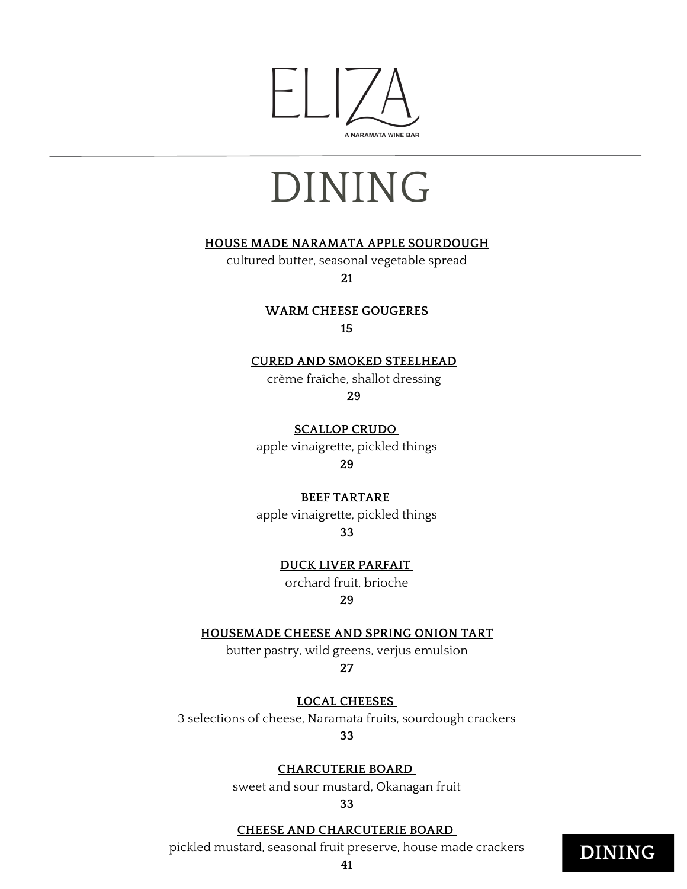# ELIZA

A NARAMATA WINE BAR

# DINING

**HOUSE MADE NARAMATA APPLE SOURDOUGH**
cultured butter, seasonal vegetable spread
**21**

**WARM CHEESE GOUGERES**
**15**

**CURED AND SMOKED STEELHEAD**
crème fraîche, shallot dressing
**29**

**SCALLOP CRUDO**
apple vinaigrette, pickled things
**29**

**BEEF TARTARE**
apple vinaigrette, pickled things
**33**

**DUCK LIVER PARFAIT**
orchard fruit, brioche
**29**

**HOUSEMADE CHEESE AND SPRING ONION TART**
butter pastry, wild greens, verjus emulsion
**27**

**LOCAL CHEESES**
3 selections of cheese, Naramata fruits, sourdough crackers
**33**

**CHARCUTERIE BOARD**
sweet and sour mustard, Okanagan fruit
**33**

**CHEESE AND CHARCUTERIE BOARD**
pickled mustard, seasonal fruit preserve, house made crackers
**41**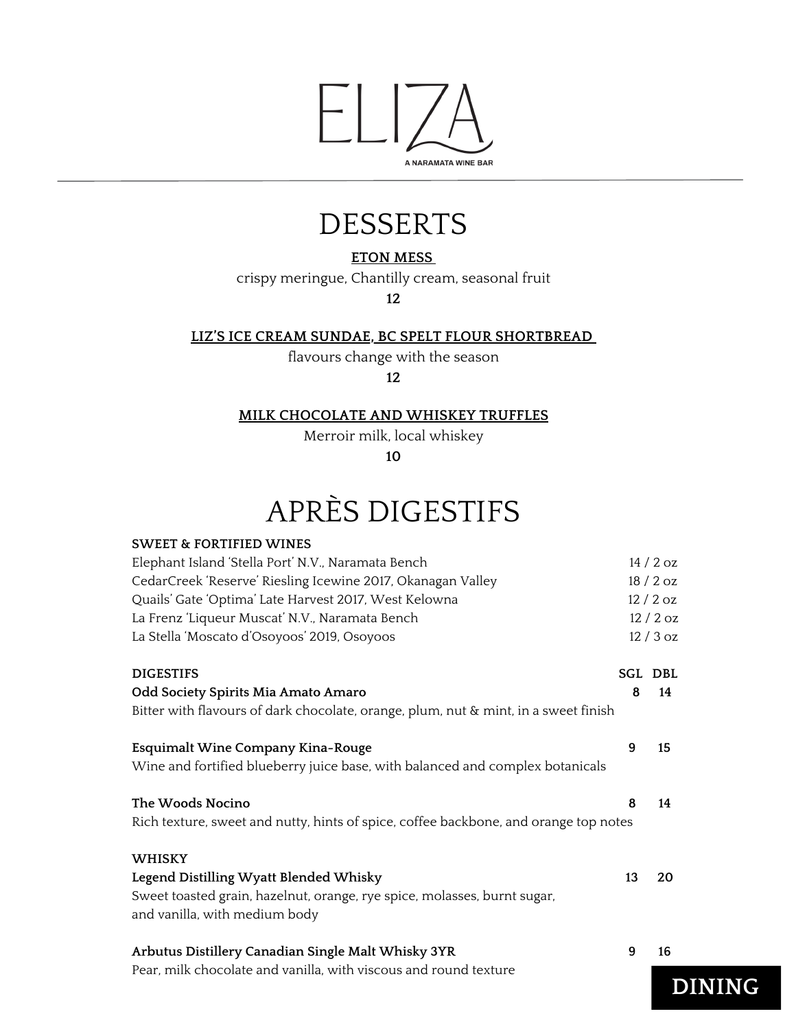# ELIZA

A NARAMATA WINE BAR

## DESSERTS

**ETON MESS**

crispy meringue, Chantilly cream, seasonal fruit

**12**

**LIZ'S ICE CREAM SUNDAE, BC SPELT FLOUR SHORTBREAD**

flavours change with the season

**12**

**MILK CHOCOLATE AND WHISKEY TRUFFLES**

Merroir milk, local whiskey

**10**

## APRÈS DIGESTIFS

**SWEET & FORTIFIED WINES**

| | |
|---|---|
| Elephant Island 'Stella Port' N.V., Naramata Bench | 14 / 2 oz |
| CedarCreek 'Reserve' Riesling Icewine 2017, Okanagan Valley | 18 / 2 oz |
| Quails' Gate 'Optima' Late Harvest 2017, West Kelowna | 12 / 2 oz |
| La Frenz 'Liqueur Muscat' N.V., Naramata Bench | 12 / 2 oz |
| La Stella 'Moscato d'Osoyoos' 2019, Osoyoos | 12 / 3 oz |

| DIGESTIFS | SGL | DBL |
|---|---|---|
| **Odd Society Spirits Mia Amato Amaro** | 8 | 14 |
| Bitter with flavours of dark chocolate, orange, plum, nut & mint, in a sweet finish | | |
| **Esquimalt Wine Company Kina-Rouge** | 9 | 15 |
| Wine and fortified blueberry juice base, with balanced and complex botanicals | | |
| **The Woods Nocino** | 8 | 14 |
| Rich texture, sweet and nutty, hints of spice, coffee backbone, and orange top notes | | |

**WHISKY**

| | | |
|---|---|---|
| **Legend Distilling Wyatt Blended Whisky** | 13 | 20 |
| Sweet toasted grain, hazelnut, orange, rye spice, molasses, burnt sugar, and vanilla, with medium body | | |
| **Arbutus Distillery Canadian Single Malt Whisky 3YR** | 9 | 16 |
| Pear, milk chocolate and vanilla, with viscous and round texture | | |

**DINING**